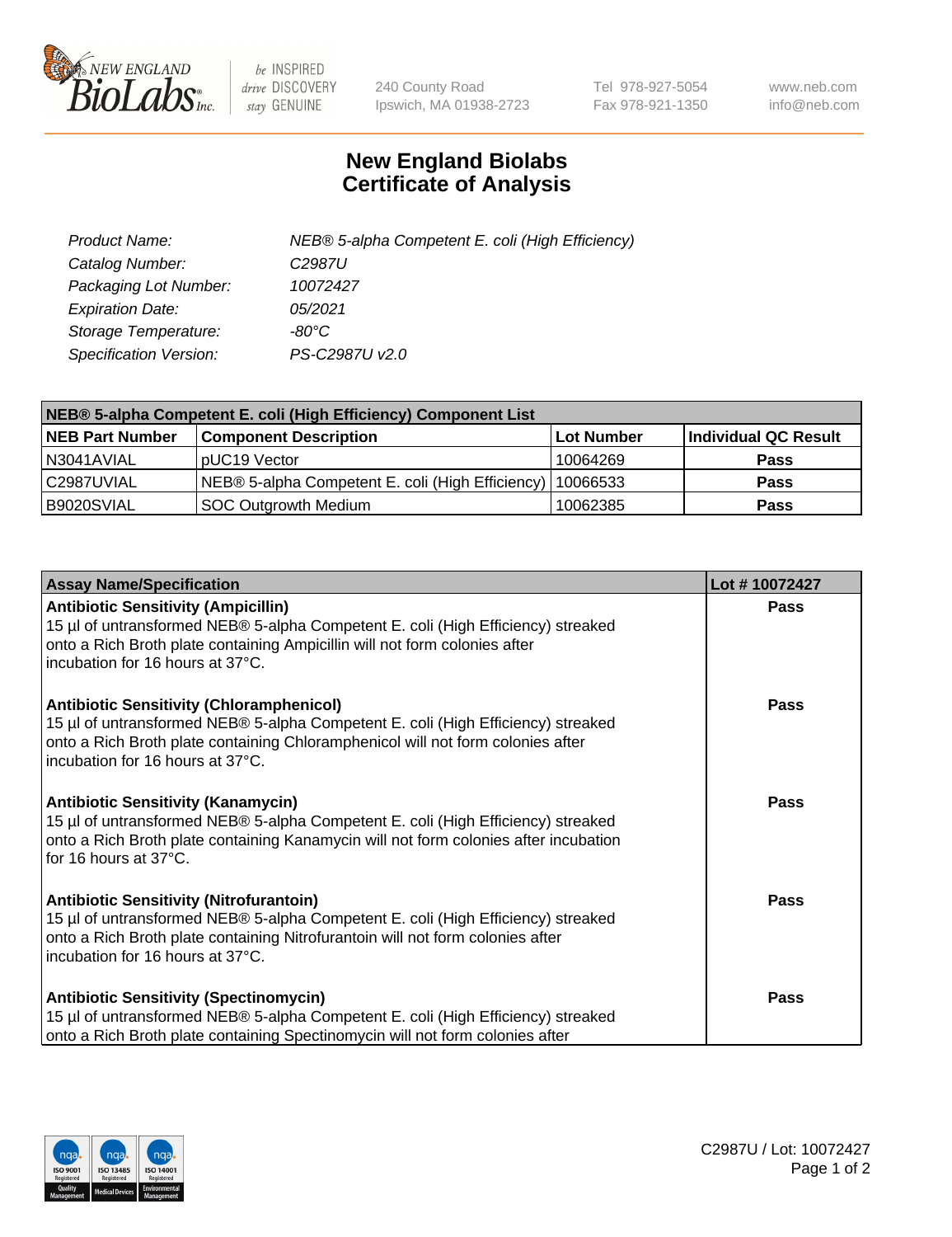# New England Biolabs Certificate of Analysis

| | |
|---|---|
| *Product Name:* | *NEB® 5-alpha Competent E. coli (High Efficiency)* |
| *Catalog Number:* | *C2987U* |
| *Packaging Lot Number:* | *10072427* |
| *Expiration Date:* | *05/2021* |
| *Storage Temperature:* | *-80°C* |
| *Specification Version:* | *PS-C2987U v2.0* |

| NEB® 5-alpha Competent E. coli (High Efficiency) Component List | | | |
|---|---|---|---|
| **NEB Part Number** | **Component Description** | **Lot Number** | **Individual QC Result** |
| N3041AVIAL | pUC19 Vector | 10064269 | **Pass** |
| C2987UVIAL | NEB® 5-alpha Competent E. coli (High Efficiency) | 10066533 | **Pass** |
| B9020SVIAL | SOC Outgrowth Medium | 10062385 | **Pass** |

| Assay Name/Specification | Lot # 10072427 |
|---|---|
| **Antibiotic Sensitivity (Ampicillin)** 15 µl of untransformed NEB® 5-alpha Competent E. coli (High Efficiency) streaked onto a Rich Broth plate containing Ampicillin will not form colonies after incubation for 16 hours at 37°C. | **Pass** |
| **Antibiotic Sensitivity (Chloramphenicol)** 15 µl of untransformed NEB® 5-alpha Competent E. coli (High Efficiency) streaked onto a Rich Broth plate containing Chloramphenicol will not form colonies after incubation for 16 hours at 37°C. | **Pass** |
| **Antibiotic Sensitivity (Kanamycin)** 15 µl of untransformed NEB® 5-alpha Competent E. coli (High Efficiency) streaked onto a Rich Broth plate containing Kanamycin will not form colonies after incubation for 16 hours at 37°C. | **Pass** |
| **Antibiotic Sensitivity (Nitrofurantoin)** 15 µl of untransformed NEB® 5-alpha Competent E. coli (High Efficiency) streaked onto a Rich Broth plate containing Nitrofurantoin will not form colonies after incubation for 16 hours at 37°C. | **Pass** |
| **Antibiotic Sensitivity (Spectinomycin)** 15 µl of untransformed NEB® 5-alpha Competent E. coli (High Efficiency) streaked onto a Rich Broth plate containing Spectinomycin will not form colonies after | **Pass** |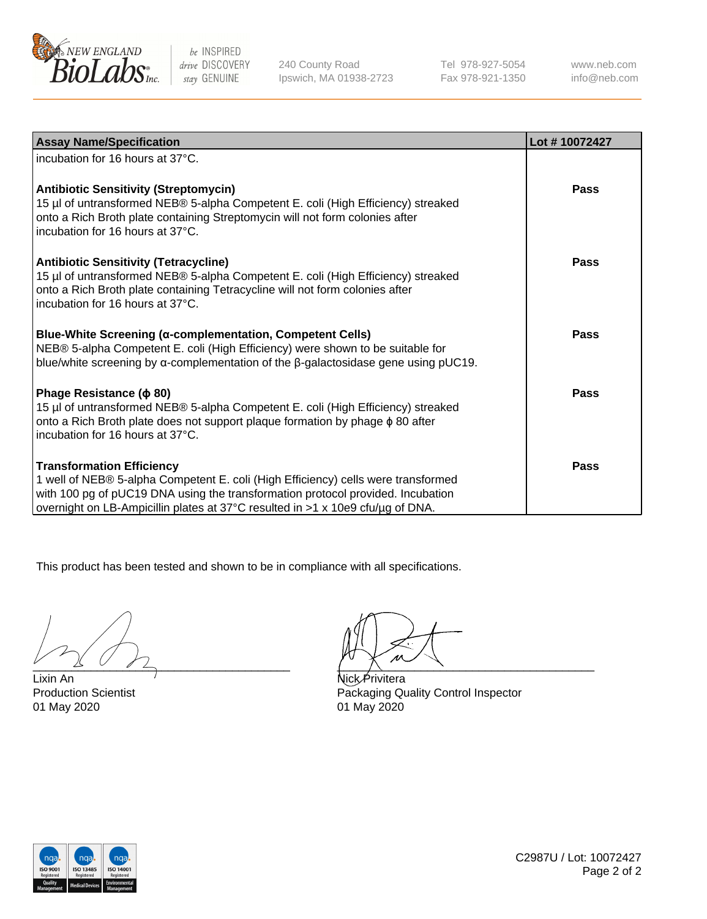240 County Road
Ipswich, MA 01938-2723

Tel 978-927-5054
Fax 978-921-1350

www.neb.com
info@neb.com

| Assay Name/Specification | Lot # 10072427 |
|---|---|
| incubation for 16 hours at 37°C. | |
| **Antibiotic Sensitivity (Streptomycin)**<br>15 µl of untransformed NEB® 5-alpha Competent E. coli (High Efficiency) streaked onto a Rich Broth plate containing Streptomycin will not form colonies after incubation for 16 hours at 37°C. | Pass |
| **Antibiotic Sensitivity (Tetracycline)**<br>15 µl of untransformed NEB® 5-alpha Competent E. coli (High Efficiency) streaked onto a Rich Broth plate containing Tetracycline will not form colonies after incubation for 16 hours at 37°C. | Pass |
| **Blue-White Screening (α-complementation, Competent Cells)**<br>NEB® 5-alpha Competent E. coli (High Efficiency) were shown to be suitable for blue/white screening by α-complementation of the β-galactosidase gene using pUC19. | Pass |
| **Phage Resistance (ϕ 80)**<br>15 µl of untransformed NEB® 5-alpha Competent E. coli (High Efficiency) streaked onto a Rich Broth plate does not support plaque formation by phage ϕ 80 after incubation for 16 hours at 37°C. | Pass |
| **Transformation Efficiency**<br>1 well of NEB® 5-alpha Competent E. coli (High Efficiency) cells were transformed with 100 pg of pUC19 DNA using the transformation protocol provided. Incubation overnight on LB-Ampicillin plates at 37°C resulted in >1 x 10e9 cfu/µg of DNA. | Pass |

This product has been tested and shown to be in compliance with all specifications.

Lixin An
Production Scientist
01 May 2020

Nick Privitera
Packaging Quality Control Inspector
01 May 2020

C2987U / Lot: 10072427